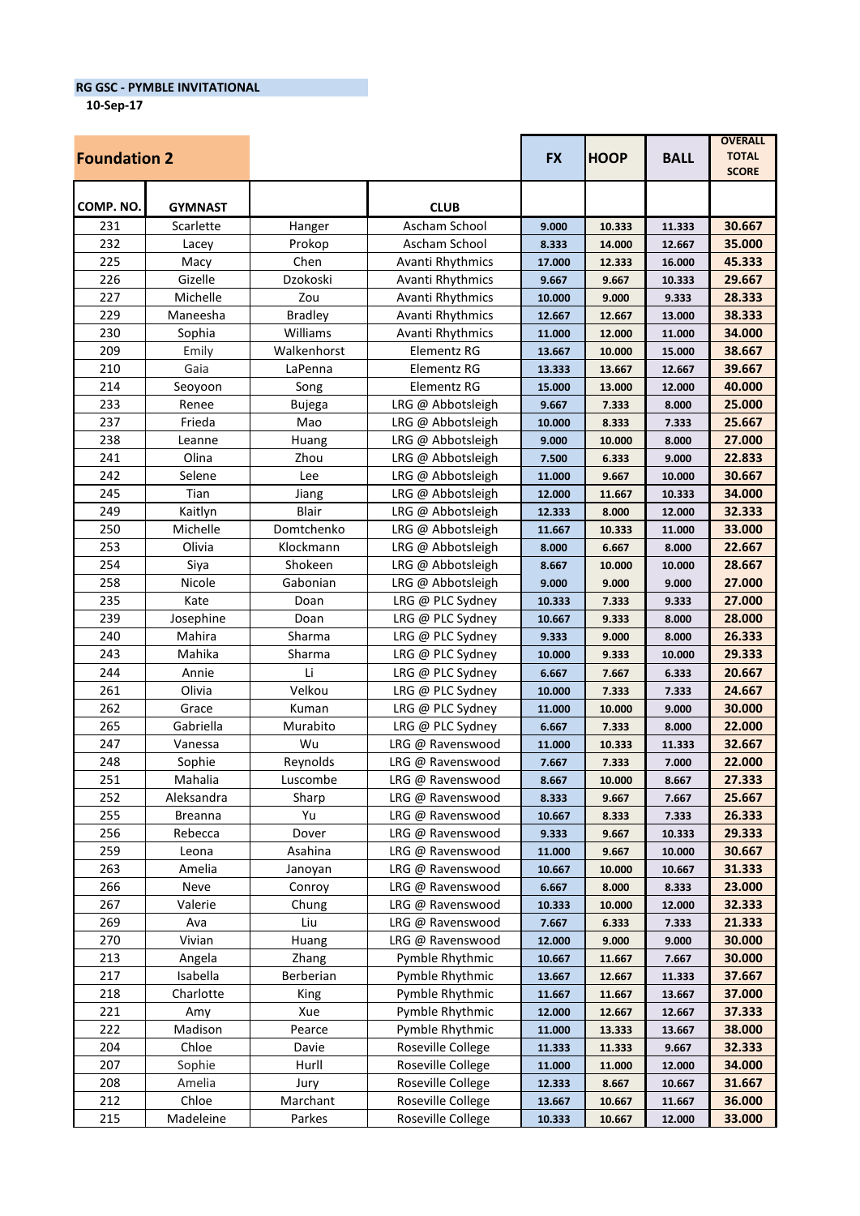**RG GSC - PYMBLE INVITATIONAL**

**10-Sep-17**

| **Foundation 2** | | | | **FX** | **HOOP** | **BALL** | **OVERALL TOTAL SCORE** |
|---|---|---|---|---|---|---|---|
| **COMP. NO.** | **GYMNAST** | | **CLUB** | | | | |
| 231 | Scarlette | Hanger | Ascham School | 9.000 | 10.333 | 11.333 | 30.667 |
| 232 | Lacey | Prokop | Ascham School | 8.333 | 14.000 | 12.667 | 35.000 |
| 225 | Macy | Chen | Avanti Rhythmics | 17.000 | 12.333 | 16.000 | 45.333 |
| 226 | Gizelle | Dzokoski | Avanti Rhythmics | 9.667 | 9.667 | 10.333 | 29.667 |
| 227 | Michelle | Zou | Avanti Rhythmics | 10.000 | 9.000 | 9.333 | 28.333 |
| 229 | Maneesha | Bradley | Avanti Rhythmics | 12.667 | 12.667 | 13.000 | 38.333 |
| 230 | Sophia | Williams | Avanti Rhythmics | 11.000 | 12.000 | 11.000 | 34.000 |
| 209 | Emily | Walkenhorst | Elementz RG | 13.667 | 10.000 | 15.000 | 38.667 |
| 210 | Gaia | LaPenna | Elementz RG | 13.333 | 13.667 | 12.667 | 39.667 |
| 214 | Seoyoon | Song | Elementz RG | 15.000 | 13.000 | 12.000 | 40.000 |
| 233 | Renee | Bujega | LRG @ Abbotsleigh | 9.667 | 7.333 | 8.000 | 25.000 |
| 237 | Frieda | Mao | LRG @ Abbotsleigh | 10.000 | 8.333 | 7.333 | 25.667 |
| 238 | Leanne | Huang | LRG @ Abbotsleigh | 9.000 | 10.000 | 8.000 | 27.000 |
| 241 | Olina | Zhou | LRG @ Abbotsleigh | 7.500 | 6.333 | 9.000 | 22.833 |
| 242 | Selene | Lee | LRG @ Abbotsleigh | 11.000 | 9.667 | 10.000 | 30.667 |
| 245 | Tian | Jiang | LRG @ Abbotsleigh | 12.000 | 11.667 | 10.333 | 34.000 |
| 249 | Kaitlyn | Blair | LRG @ Abbotsleigh | 12.333 | 8.000 | 12.000 | 32.333 |
| 250 | Michelle | Domtchenko | LRG @ Abbotsleigh | 11.667 | 10.333 | 11.000 | 33.000 |
| 253 | Olivia | Klockmann | LRG @ Abbotsleigh | 8.000 | 6.667 | 8.000 | 22.667 |
| 254 | Siya | Shokeen | LRG @ Abbotsleigh | 8.667 | 10.000 | 10.000 | 28.667 |
| 258 | Nicole | Gabonian | LRG @ Abbotsleigh | 9.000 | 9.000 | 9.000 | 27.000 |
| 235 | Kate | Doan | LRG @ PLC Sydney | 10.333 | 7.333 | 9.333 | 27.000 |
| 239 | Josephine | Doan | LRG @ PLC Sydney | 10.667 | 9.333 | 8.000 | 28.000 |
| 240 | Mahira | Sharma | LRG @ PLC Sydney | 9.333 | 9.000 | 8.000 | 26.333 |
| 243 | Mahika | Sharma | LRG @ PLC Sydney | 10.000 | 9.333 | 10.000 | 29.333 |
| 244 | Annie | Li | LRG @ PLC Sydney | 6.667 | 7.667 | 6.333 | 20.667 |
| 261 | Olivia | Velkou | LRG @ PLC Sydney | 10.000 | 7.333 | 7.333 | 24.667 |
| 262 | Grace | Kuman | LRG @ PLC Sydney | 11.000 | 10.000 | 9.000 | 30.000 |
| 265 | Gabriella | Murabito | LRG @ PLC Sydney | 6.667 | 7.333 | 8.000 | 22.000 |
| 247 | Vanessa | Wu | LRG @ Ravenswood | 11.000 | 10.333 | 11.333 | 32.667 |
| 248 | Sophie | Reynolds | LRG @ Ravenswood | 7.667 | 7.333 | 7.000 | 22.000 |
| 251 | Mahalia | Luscombe | LRG @ Ravenswood | 8.667 | 10.000 | 8.667 | 27.333 |
| 252 | Aleksandra | Sharp | LRG @ Ravenswood | 8.333 | 9.667 | 7.667 | 25.667 |
| 255 | Breanna | Yu | LRG @ Ravenswood | 10.667 | 8.333 | 7.333 | 26.333 |
| 256 | Rebecca | Dover | LRG @ Ravenswood | 9.333 | 9.667 | 10.333 | 29.333 |
| 259 | Leona | Asahina | LRG @ Ravenswood | 11.000 | 9.667 | 10.000 | 30.667 |
| 263 | Amelia | Janoyan | LRG @ Ravenswood | 10.667 | 10.000 | 10.667 | 31.333 |
| 266 | Neve | Conroy | LRG @ Ravenswood | 6.667 | 8.000 | 8.333 | 23.000 |
| 267 | Valerie | Chung | LRG @ Ravenswood | 10.333 | 10.000 | 12.000 | 32.333 |
| 269 | Ava | Liu | LRG @ Ravenswood | 7.667 | 6.333 | 7.333 | 21.333 |
| 270 | Vivian | Huang | LRG @ Ravenswood | 12.000 | 9.000 | 9.000 | 30.000 |
| 213 | Angela | Zhang | Pymble Rhythmic | 10.667 | 11.667 | 7.667 | 30.000 |
| 217 | Isabella | Berberian | Pymble Rhythmic | 13.667 | 12.667 | 11.333 | 37.667 |
| 218 | Charlotte | King | Pymble Rhythmic | 11.667 | 11.667 | 13.667 | 37.000 |
| 221 | Amy | Xue | Pymble Rhythmic | 12.000 | 12.667 | 12.667 | 37.333 |
| 222 | Madison | Pearce | Pymble Rhythmic | 11.000 | 13.333 | 13.667 | 38.000 |
| 204 | Chloe | Davie | Roseville College | 11.333 | 11.333 | 9.667 | 32.333 |
| 207 | Sophie | Hurll | Roseville College | 11.000 | 11.000 | 12.000 | 34.000 |
| 208 | Amelia | Jury | Roseville College | 12.333 | 8.667 | 10.667 | 31.667 |
| 212 | Chloe | Marchant | Roseville College | 13.667 | 10.667 | 11.667 | 36.000 |
| 215 | Madeleine | Parkes | Roseville College | 10.333 | 10.667 | 12.000 | 33.000 |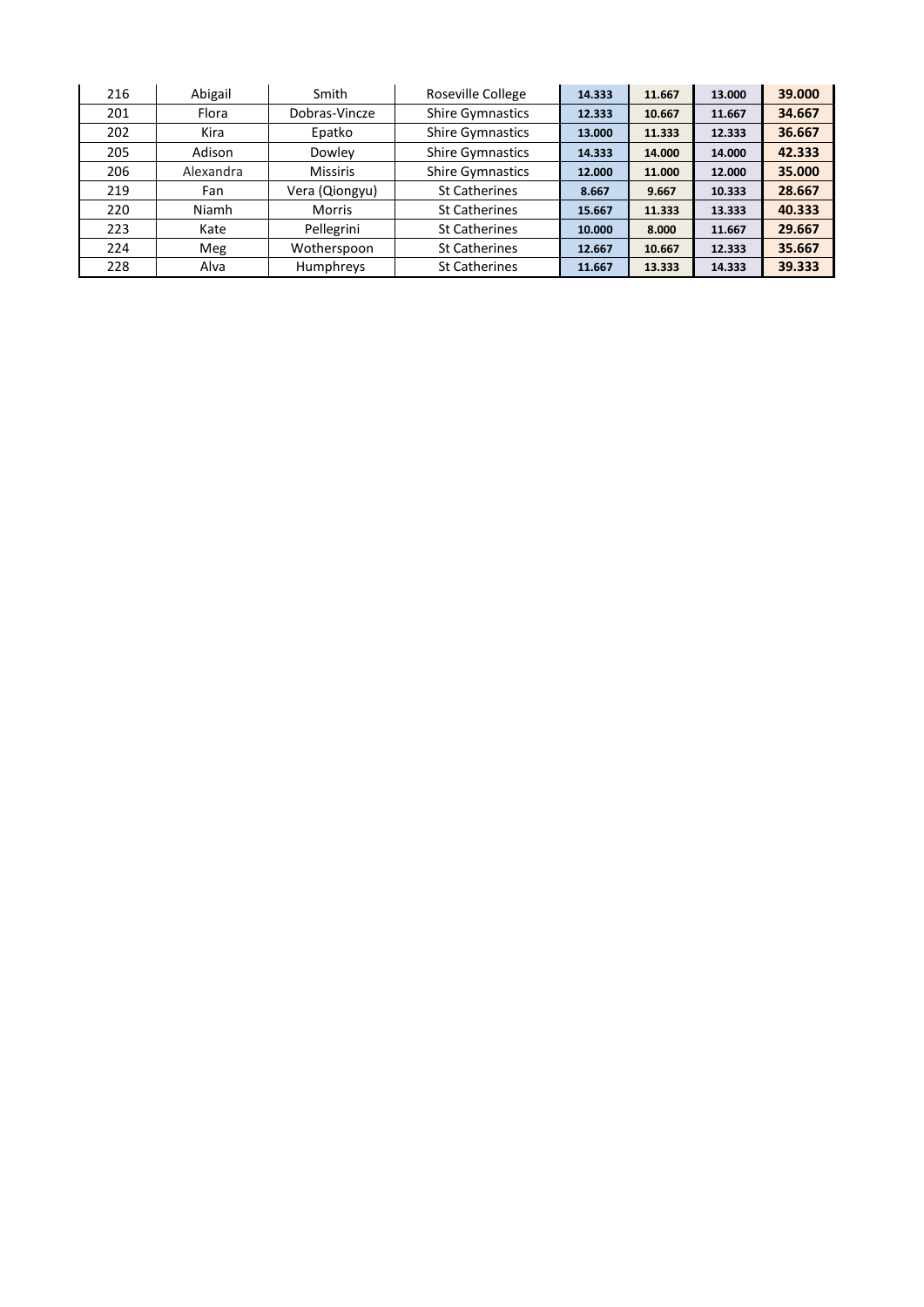| | | | | | | | |
|---|---|---|---|---|---|---|---|
| 216 | Abigail | Smith | Roseville College | 14.333 | 11.667 | 13.000 | 39.000 |
| 201 | Flora | Dobras-Vincze | Shire Gymnastics | 12.333 | 10.667 | 11.667 | 34.667 |
| 202 | Kira | Epatko | Shire Gymnastics | 13.000 | 11.333 | 12.333 | 36.667 |
| 205 | Adison | Dowley | Shire Gymnastics | 14.333 | 14.000 | 14.000 | 42.333 |
| 206 | Alexandra | Missiris | Shire Gymnastics | 12.000 | 11.000 | 12.000 | 35.000 |
| 219 | Fan | Vera (Qiongyu) | St Catherines | 8.667 | 9.667 | 10.333 | 28.667 |
| 220 | Niamh | Morris | St Catherines | 15.667 | 11.333 | 13.333 | 40.333 |
| 223 | Kate | Pellegrini | St Catherines | 10.000 | 8.000 | 11.667 | 29.667 |
| 224 | Meg | Wotherspoon | St Catherines | 12.667 | 10.667 | 12.333 | 35.667 |
| 228 | Alva | Humphreys | St Catherines | 11.667 | 13.333 | 14.333 | 39.333 |